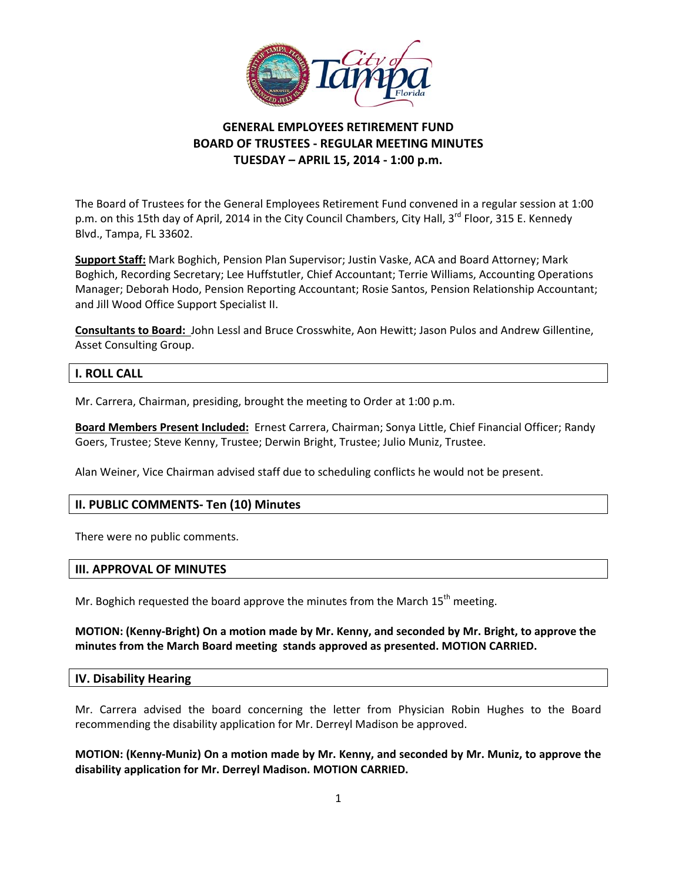# GENERAL EMPLOYEES RETIREMENT FUND
# BOARD OF TRUSTEES - REGULAR MEETING MINUTES
# TUESDAY – APRIL 15, 2014 - 1:00 p.m.

The Board of Trustees for the General Employees Retirement Fund convened in a regular session at 1:00 p.m. on this 15th day of April, 2014 in the City Council Chambers, City Hall, 3rd Floor, 315 E. Kennedy Blvd., Tampa, FL 33602.

**Support Staff:** Mark Boghich, Pension Plan Supervisor; Justin Vaske, ACA and Board Attorney; Mark Boghich, Recording Secretary; Lee Huffstutler, Chief Accountant; Terrie Williams, Accounting Operations Manager; Deborah Hodo, Pension Reporting Accountant; Rosie Santos, Pension Relationship Accountant; and Jill Wood Office Support Specialist II.

**Consultants to Board:** John Lessl and Bruce Crosswhite, Aon Hewitt; Jason Pulos and Andrew Gillentine, Asset Consulting Group.

## I. ROLL CALL

Mr. Carrera, Chairman, presiding, brought the meeting to Order at 1:00 p.m.

**Board Members Present Included:** Ernest Carrera, Chairman; Sonya Little, Chief Financial Officer; Randy Goers, Trustee; Steve Kenny, Trustee; Derwin Bright, Trustee; Julio Muniz, Trustee.

Alan Weiner, Vice Chairman advised staff due to scheduling conflicts he would not be present.

## II. PUBLIC COMMENTS- Ten (10) Minutes

There were no public comments.

## III. APPROVAL OF MINUTES

Mr. Boghich requested the board approve the minutes from the March 15th meeting.

**MOTION: (Kenny-Bright) On a motion made by Mr. Kenny, and seconded by Mr. Bright, to approve the minutes from the March Board meeting stands approved as presented. MOTION CARRIED.**

## IV. Disability Hearing

Mr. Carrera advised the board concerning the letter from Physician Robin Hughes to the Board recommending the disability application for Mr. Derreyl Madison be approved.

**MOTION: (Kenny-Muniz) On a motion made by Mr. Kenny, and seconded by Mr. Muniz, to approve the disability application for Mr. Derreyl Madison. MOTION CARRIED.**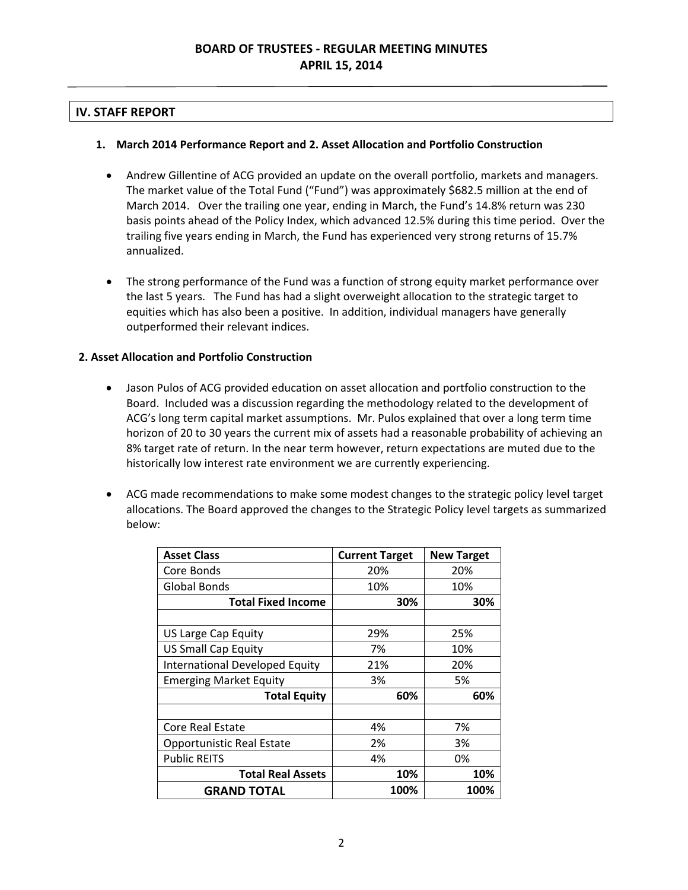## BOARD OF TRUSTEES - REGULAR MEETING MINUTES
## APRIL 15, 2014

## IV. STAFF REPORT

### 1. March 2014 Performance Report and 2. Asset Allocation and Portfolio Construction

- Andrew Gillentine of ACG provided an update on the overall portfolio, markets and managers. The market value of the Total Fund ("Fund") was approximately $682.5 million at the end of March 2014. Over the trailing one year, ending in March, the Fund's 14.8% return was 230 basis points ahead of the Policy Index, which advanced 12.5% during this time period. Over the trailing five years ending in March, the Fund has experienced very strong returns of 15.7% annualized.

- The strong performance of the Fund was a function of strong equity market performance over the last 5 years. The Fund has had a slight overweight allocation to the strategic target to equities which has also been a positive. In addition, individual managers have generally outperformed their relevant indices.

### 2. Asset Allocation and Portfolio Construction

- Jason Pulos of ACG provided education on asset allocation and portfolio construction to the Board. Included was a discussion regarding the methodology related to the development of ACG's long term capital market assumptions. Mr. Pulos explained that over a long term time horizon of 20 to 30 years the current mix of assets had a reasonable probability of achieving an 8% target rate of return. In the near term however, return expectations are muted due to the historically low interest rate environment we are currently experiencing.

- ACG made recommendations to make some modest changes to the strategic policy level target allocations. The Board approved the changes to the Strategic Policy level targets as summarized below:

| Asset Class | Current Target | New Target |
|---|---|---|
| Core Bonds | 20% | 20% |
| Global Bonds | 10% | 10% |
| **Total Fixed Income** | **30%** | **30%** |
| | | |
| US Large Cap Equity | 29% | 25% |
| US Small Cap Equity | 7% | 10% |
| International Developed Equity | 21% | 20% |
| Emerging Market Equity | 3% | 5% |
| **Total Equity** | **60%** | **60%** |
| | | |
| Core Real Estate | 4% | 7% |
| Opportunistic Real Estate | 2% | 3% |
| Public REITS | 4% | 0% |
| **Total Real Assets** | **10%** | **10%** |
| **GRAND TOTAL** | **100%** | **100%** |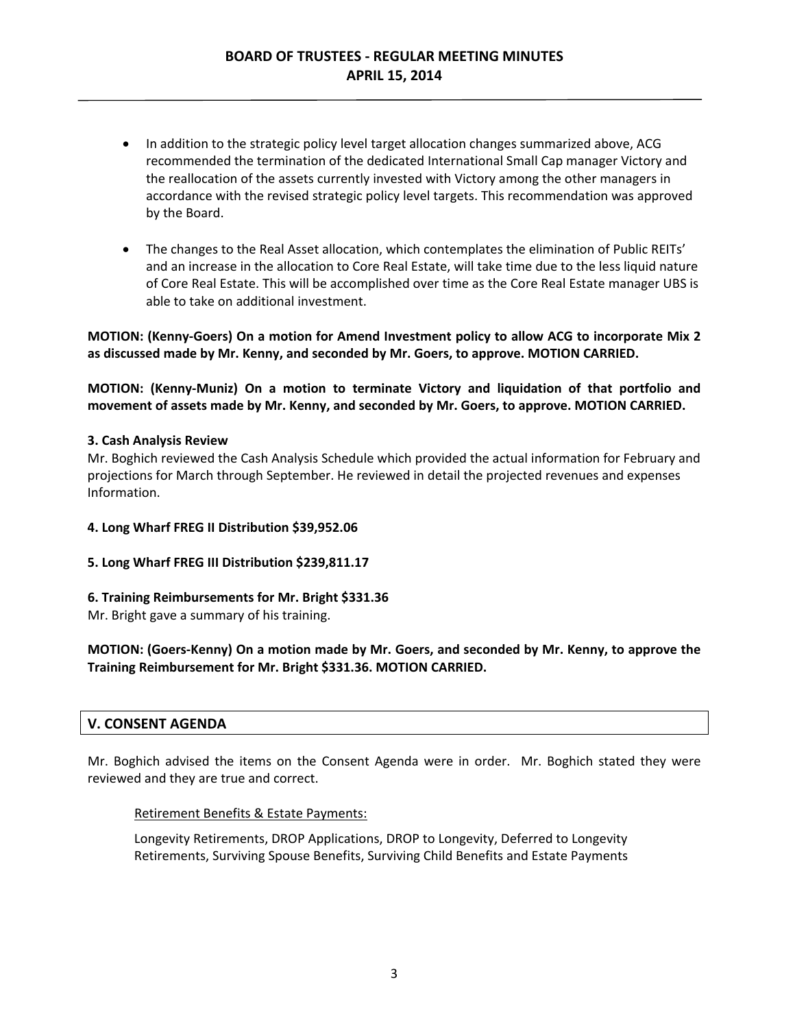- In addition to the strategic policy level target allocation changes summarized above, ACG recommended the termination of the dedicated International Small Cap manager Victory and the reallocation of the assets currently invested with Victory among the other managers in accordance with the revised strategic policy level targets. This recommendation was approved by the Board.

- The changes to the Real Asset allocation, which contemplates the elimination of Public REITs' and an increase in the allocation to Core Real Estate, will take time due to the less liquid nature of Core Real Estate. This will be accomplished over time as the Core Real Estate manager UBS is able to take on additional investment.

**MOTION: (Kenny-Goers) On a motion for Amend Investment policy to allow ACG to incorporate Mix 2 as discussed made by Mr. Kenny, and seconded by Mr. Goers, to approve. MOTION CARRIED.**

**MOTION: (Kenny-Muniz) On a motion to terminate Victory and liquidation of that portfolio and movement of assets made by Mr. Kenny, and seconded by Mr. Goers, to approve. MOTION CARRIED.**

**3. Cash Analysis Review**

Mr. Boghich reviewed the Cash Analysis Schedule which provided the actual information for February and projections for March through September. He reviewed in detail the projected revenues and expenses Information.

**4. Long Wharf FREG II Distribution $39,952.06**

**5. Long Wharf FREG III Distribution $239,811.17**

**6. Training Reimbursements for Mr. Bright $331.36**

Mr. Bright gave a summary of his training.

**MOTION: (Goers-Kenny) On a motion made by Mr. Goers, and seconded by Mr. Kenny, to approve the Training Reimbursement for Mr. Bright $331.36. MOTION CARRIED.**

## V. CONSENT AGENDA

Mr. Boghich advised the items on the Consent Agenda were in order. Mr. Boghich stated they were reviewed and they are true and correct.

Retirement Benefits & Estate Payments:

Longevity Retirements, DROP Applications, DROP to Longevity, Deferred to Longevity Retirements, Surviving Spouse Benefits, Surviving Child Benefits and Estate Payments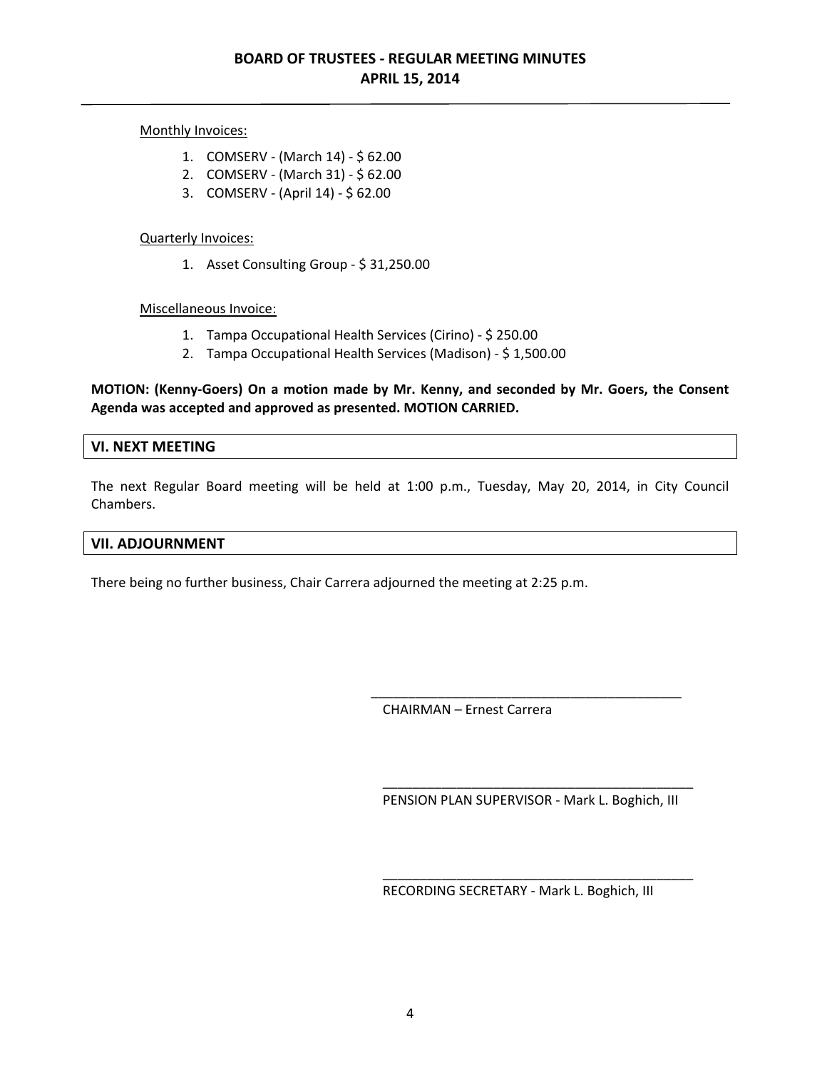Monthly Invoices:

1. COMSERV - (March 14) - $ 62.00
2. COMSERV - (March 31) - $ 62.00
3. COMSERV - (April 14) - $ 62.00

Quarterly Invoices:

1. Asset Consulting Group - $ 31,250.00

Miscellaneous Invoice:

1. Tampa Occupational Health Services (Cirino) - $ 250.00
2. Tampa Occupational Health Services (Madison) - $ 1,500.00

**MOTION: (Kenny-Goers) On a motion made by Mr. Kenny, and seconded by Mr. Goers, the Consent Agenda was accepted and approved as presented. MOTION CARRIED.**

## VI. NEXT MEETING

The next Regular Board meeting will be held at 1:00 p.m., Tuesday, May 20, 2014, in City Council Chambers.

## VII. ADJOURNMENT

There being no further business, Chair Carrera adjourned the meeting at 2:25 p.m.

\_\_\_\_\_\_\_\_\_\_\_\_\_\_\_\_\_\_\_\_\_\_\_\_\_\_\_\_\_\_\_\_\_\_\_\_\_\_\_\_\_\_
CHAIRMAN – Ernest Carrera

\_\_\_\_\_\_\_\_\_\_\_\_\_\_\_\_\_\_\_\_\_\_\_\_\_\_\_\_\_\_\_\_\_\_\_\_\_\_\_\_\_\_
PENSION PLAN SUPERVISOR - Mark L. Boghich, III

\_\_\_\_\_\_\_\_\_\_\_\_\_\_\_\_\_\_\_\_\_\_\_\_\_\_\_\_\_\_\_\_\_\_\_\_\_\_\_\_\_\_
RECORDING SECRETARY - Mark L. Boghich, III